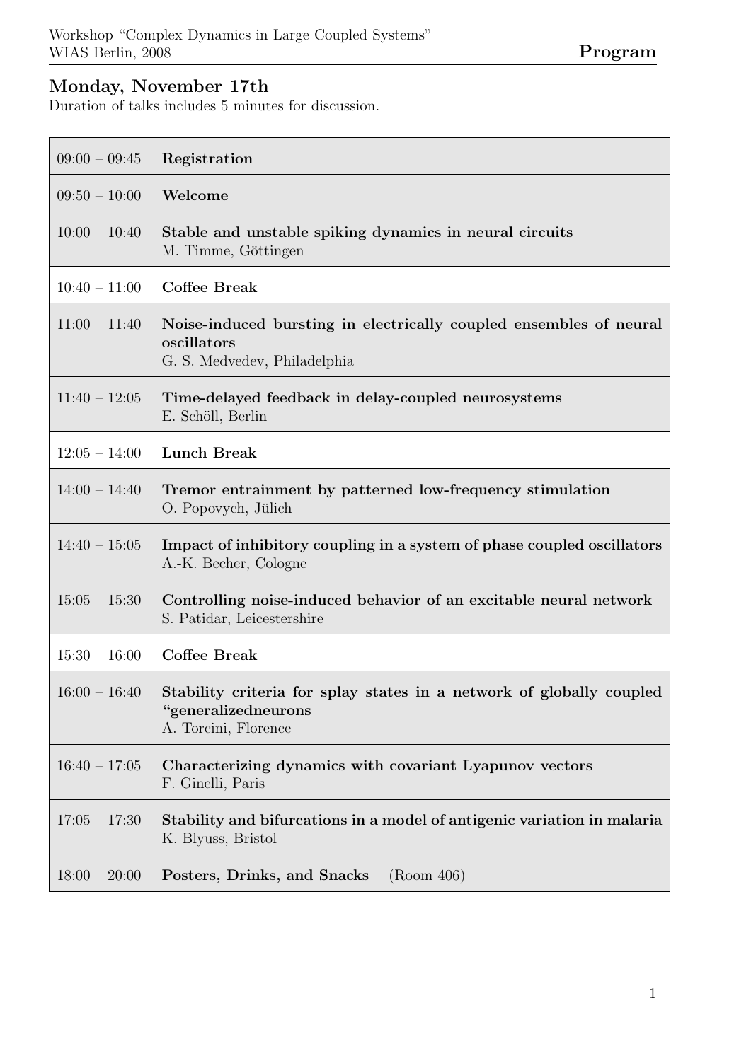Workshop "Complex Dynamics in Large Coupled Systems"
WIAS Berlin, 2008

**Program**

## Monday, November 17th

Duration of talks includes 5 minutes for discussion.

| Time | Event |
|---|---|
| 09:00 – 09:45 | **Registration** |
| 09:50 – 10:00 | **Welcome** |
| 10:00 – 10:40 | **Stable and unstable spiking dynamics in neural circuits**<br>M. Timme, Göttingen |
| 10:40 – 11:00 | **Coffee Break** |
| 11:00 – 11:40 | **Noise-induced bursting in electrically coupled ensembles of neural oscillators**<br>G. S. Medvedev, Philadelphia |
| 11:40 – 12:05 | **Time-delayed feedback in delay-coupled neurosystems**<br>E. Schöll, Berlin |
| 12:05 – 14:00 | **Lunch Break** |
| 14:00 – 14:40 | **Tremor entrainment by patterned low-frequency stimulation**<br>O. Popovych, Jülich |
| 14:40 – 15:05 | **Impact of inhibitory coupling in a system of phase coupled oscillators**<br>A.-K. Becher, Cologne |
| 15:05 – 15:30 | **Controlling noise-induced behavior of an excitable neural network**<br>S. Patidar, Leicestershire |
| 15:30 – 16:00 | **Coffee Break** |
| 16:00 – 16:40 | **Stability criteria for splay states in a network of globally coupled "generalizedneurons**<br>A. Torcini, Florence |
| 16:40 – 17:05 | **Characterizing dynamics with covariant Lyapunov vectors**<br>F. Ginelli, Paris |
| 17:05 – 17:30 | **Stability and bifurcations in a model of antigenic variation in malaria**<br>K. Blyuss, Bristol |
| 18:00 – 20:00 | **Posters, Drinks, and Snacks** (Room 406) |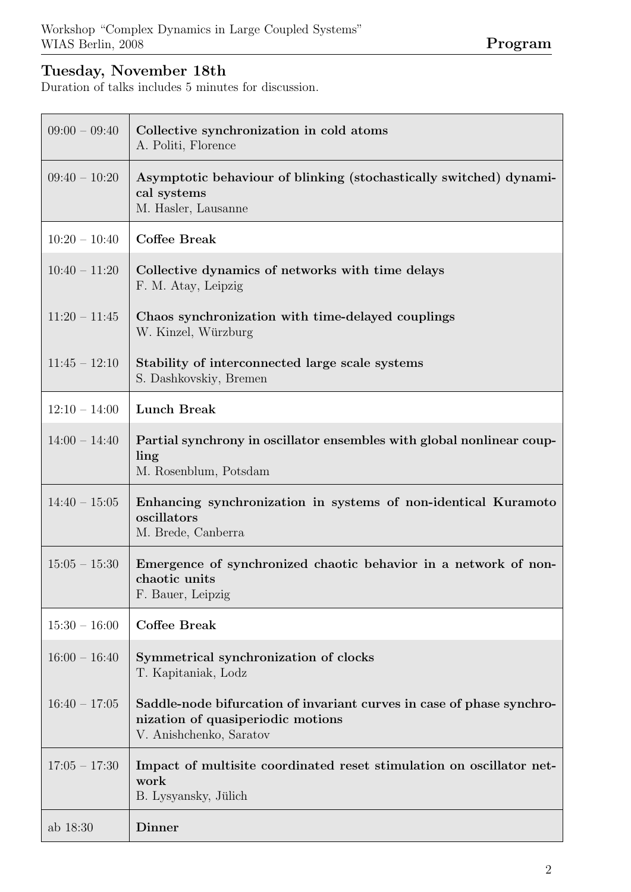## Tuesday, November 18th

Duration of talks includes 5 minutes for discussion.

| Time | Program |
|---|---|
| 09:00 – 09:40 | **Collective synchronization in cold atoms**<br>A. Politi, Florence |
| 09:40 – 10:20 | **Asymptotic behaviour of blinking (stochastically switched) dynamical systems**<br>M. Hasler, Lausanne |
| 10:20 – 10:40 | **Coffee Break** |
| 10:40 – 11:20 | **Collective dynamics of networks with time delays**<br>F. M. Atay, Leipzig |
| 11:20 – 11:45 | **Chaos synchronization with time-delayed couplings**<br>W. Kinzel, Würzburg |
| 11:45 – 12:10 | **Stability of interconnected large scale systems**<br>S. Dashkovskiy, Bremen |
| 12:10 – 14:00 | **Lunch Break** |
| 14:00 – 14:40 | **Partial synchrony in oscillator ensembles with global nonlinear coupling**<br>M. Rosenblum, Potsdam |
| 14:40 – 15:05 | **Enhancing synchronization in systems of non-identical Kuramoto oscillators**<br>M. Brede, Canberra |
| 15:05 – 15:30 | **Emergence of synchronized chaotic behavior in a network of non-chaotic units**<br>F. Bauer, Leipzig |
| 15:30 – 16:00 | **Coffee Break** |
| 16:00 – 16:40 | **Symmetrical synchronization of clocks**<br>T. Kapitaniak, Lodz |
| 16:40 – 17:05 | **Saddle-node bifurcation of invariant curves in case of phase synchronization of quasiperiodic motions**<br>V. Anishchenko, Saratov |
| 17:05 – 17:30 | **Impact of multisite coordinated reset stimulation on oscillator network**<br>B. Lysyansky, Jülich |
| ab 18:30 | **Dinner** |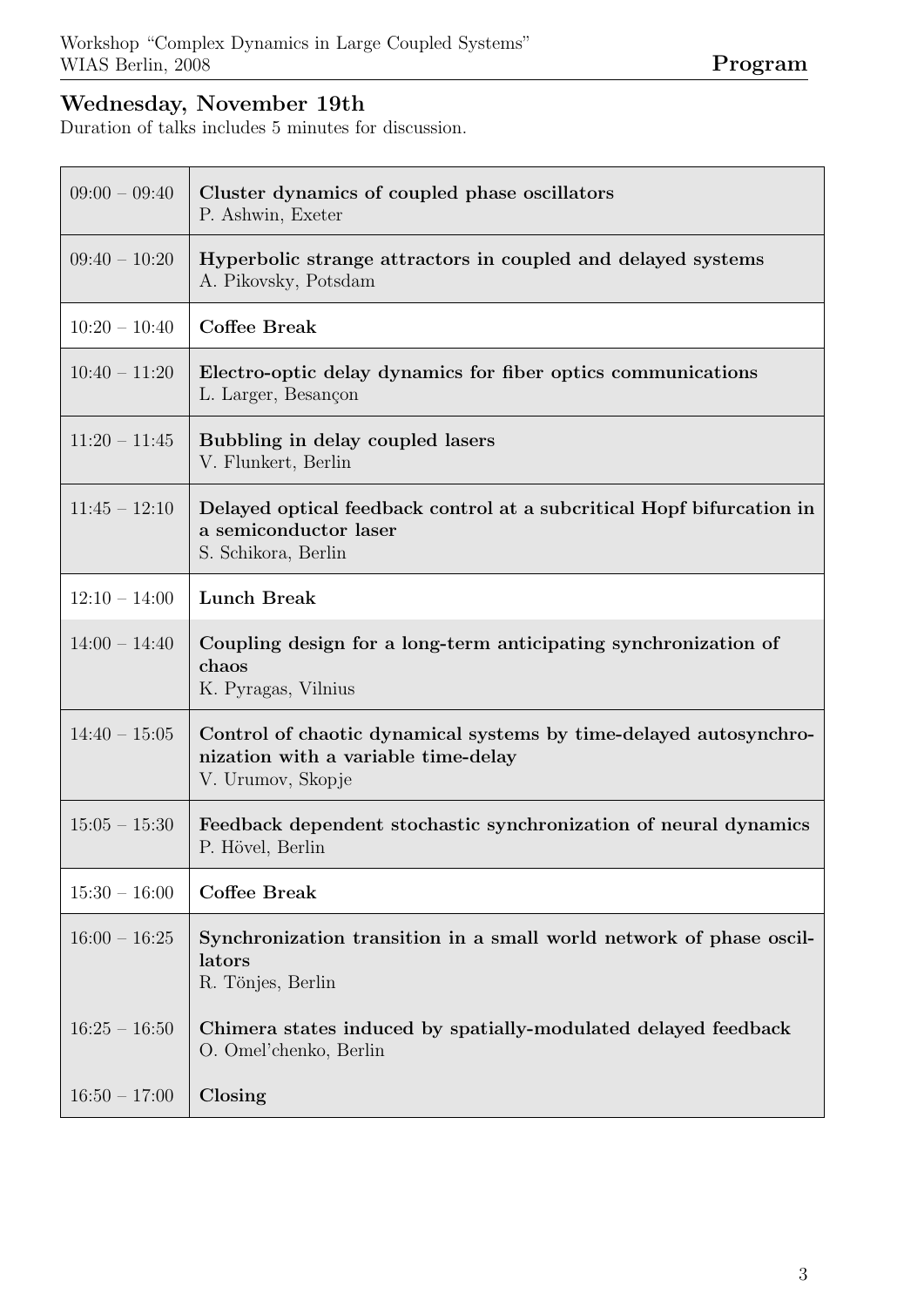## Wednesday, November 19th

Duration of talks includes 5 minutes for discussion.

| | |
|---|---|
| 09:00 – 09:40 | **Cluster dynamics of coupled phase oscillators**<br>P. Ashwin, Exeter |
| 09:40 – 10:20 | **Hyperbolic strange attractors in coupled and delayed systems**<br>A. Pikovsky, Potsdam |
| 10:20 – 10:40 | **Coffee Break** |
| 10:40 – 11:20 | **Electro-optic delay dynamics for fiber optics communications**<br>L. Larger, Besançon |
| 11:20 – 11:45 | **Bubbling in delay coupled lasers**<br>V. Flunkert, Berlin |
| 11:45 – 12:10 | **Delayed optical feedback control at a subcritical Hopf bifurcation in a semiconductor laser**<br>S. Schikora, Berlin |
| 12:10 – 14:00 | **Lunch Break** |
| 14:00 – 14:40 | **Coupling design for a long-term anticipating synchronization of chaos**<br>K. Pyragas, Vilnius |
| 14:40 – 15:05 | **Control of chaotic dynamical systems by time-delayed autosynchronization with a variable time-delay**<br>V. Urumov, Skopje |
| 15:05 – 15:30 | **Feedback dependent stochastic synchronization of neural dynamics**<br>P. Hövel, Berlin |
| 15:30 – 16:00 | **Coffee Break** |
| 16:00 – 16:25 | **Synchronization transition in a small world network of phase oscillators**<br>R. Tönjes, Berlin |
| 16:25 – 16:50 | **Chimera states induced by spatially-modulated delayed feedback**<br>O. Omel'chenko, Berlin |
| 16:50 – 17:00 | **Closing** |